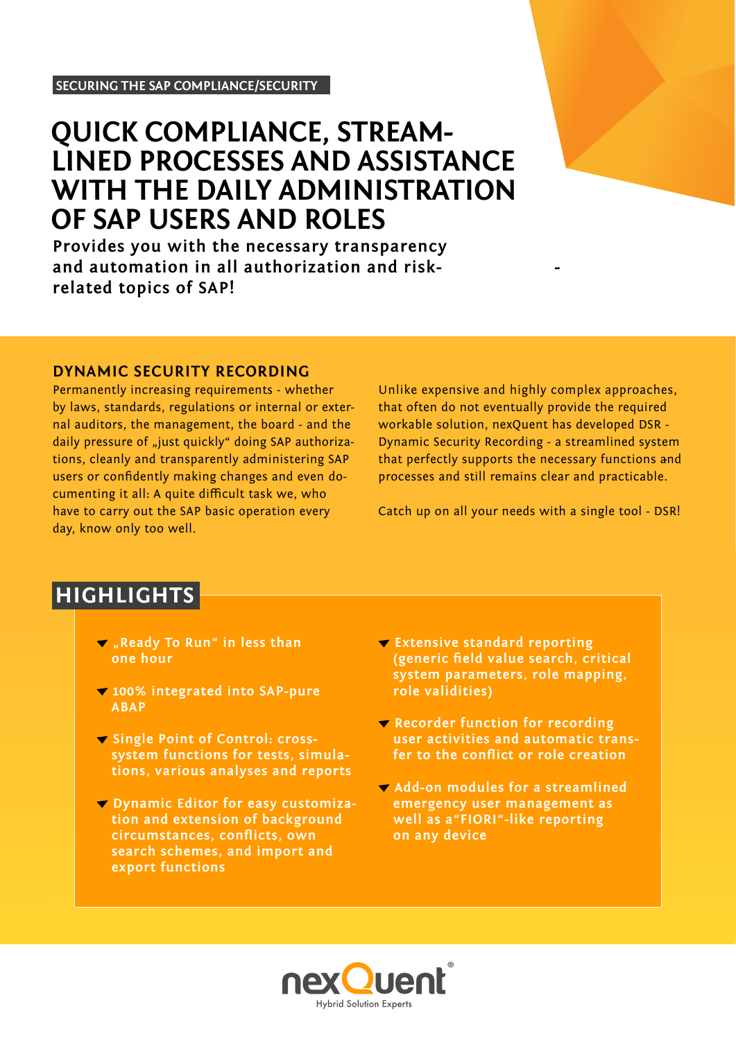SECURING THE SAP COMPLIANCE/SECURITY

# QUICK COMPLIANCE, STREAMLINED PROCESSES AND ASSISTANCE WITH THE DAILY ADMINISTRATION OF SAP USERS AND ROLES

**Provides you with the necessary transparency and automation in all authorization and risk-related topics of SAP!**

## DYNAMIC SECURITY RECORDING

Permanently increasing requirements - whether by laws, standards, regulations or internal or external auditors, the management, the board - and the daily pressure of „just quickly“ doing SAP authorizations, cleanly and transparently administering SAP users or confidently making changes and even documenting it all: A quite difficult task we, who have to carry out the SAP basic operation every day, know only too well.

Unlike expensive and highly complex approaches, that often do not eventually provide the required workable solution, nexQuent has developed DSR - Dynamic Security Recording - a streamlined system that perfectly supports the necessary functions and processes and still remains clear and practicable.

Catch up on all your needs with a single tool - DSR!

## HIGHLIGHTS

- „Ready To Run“ in less than one hour
- 100% integrated into SAP-pure ABAP
- Single Point of Control: cross-system functions for tests, simulations, various analyses and reports
- Dynamic Editor for easy customization and extension of background circumstances, conflicts, own search schemes, and import and export functions
- Extensive standard reporting (generic field value search, critical system parameters, role mapping, role validities)
- Recorder function for recording user activities and automatic transfer to the conflict or role creation
- Add-on modules for a streamlined emergency user management as well as a“FIORI“-like reporting on any device

nexQuent®
Hybrid Solution Experts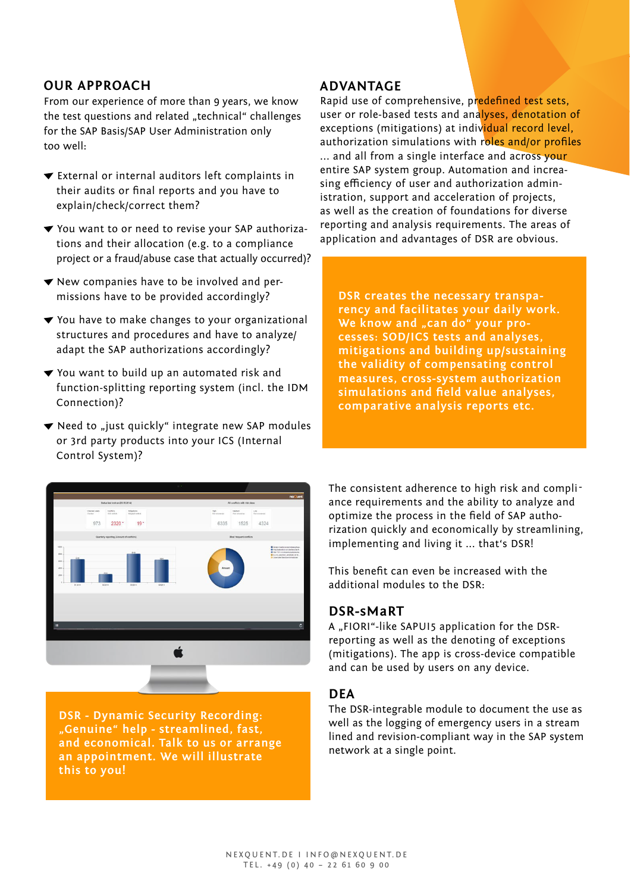## OUR APPROACH

From our experience of more than 9 years, we know the test questions and related „technical" challenges for the SAP Basis/SAP User Administration only too well:

- External or internal auditors left complaints in their audits or final reports and you have to explain/check/correct them?
- You want to or need to revise your SAP authorizations and their allocation (e.g. to a compliance project or a fraud/abuse case that actually occurred)?
- New companies have to be involved and permissions have to be provided accordingly?
- You have to make changes to your organizational structures and procedures and have to analyze/adapt the SAP authorizations accordingly?
- You want to build up an automated risk and function-splitting reporting system (incl. the IDM Connection)?
- Need to „just quickly" integrate new SAP modules or 3rd party products into your ICS (Internal Control System)?

**DSR - Dynamic Security Recording: „Genuine" help - streamlined, fast, and economical. Talk to us or arrange an appointment. We will illustrate this to you!**

## ADVANTAGE

Rapid use of comprehensive, predefined test sets, user or role-based tests and analyses, denotation of exceptions (mitigations) at individual record level, authorization simulations with roles and/or profiles ... and all from a single interface and across your entire SAP system group. Automation and increasing efficiency of user and authorization administration, support and acceleration of projects, as well as the creation of foundations for diverse reporting and analysis requirements. The areas of application and advantages of DSR are obvious.

**DSR creates the necessary transparency and facilitates your daily work. We know and „can do" your processes: SOD/ICS tests and analyses, mitigations and building up/sustaining the validity of compensating control measures, cross-system authorization simulations and field value analyses, comparative analysis reports etc.**

The consistent adherence to high risk and compliance requirements and the ability to analyze and optimize the process in the field of SAP authorization quickly and economically by streamlining, implementing and living it ... that's DSR!

This benefit can even be increased with the additional modules to the DSR:

### DSR-sMaRT

A „FIORI"-like SAPUI5 application for the DSR-reporting as well as the denoting of exceptions (mitigations). The app is cross-device compatible and can be used by users on any device.

### DEA

The DSR-integrable module to document the use as well as the logging of emergency users in a stream lined and revision-compliant way in the SAP system network at a single point.

NEXQUENT.DE I INFO@NEXQUENT.DE
TEL. +49 (0) 40 – 22 61 60 9 00